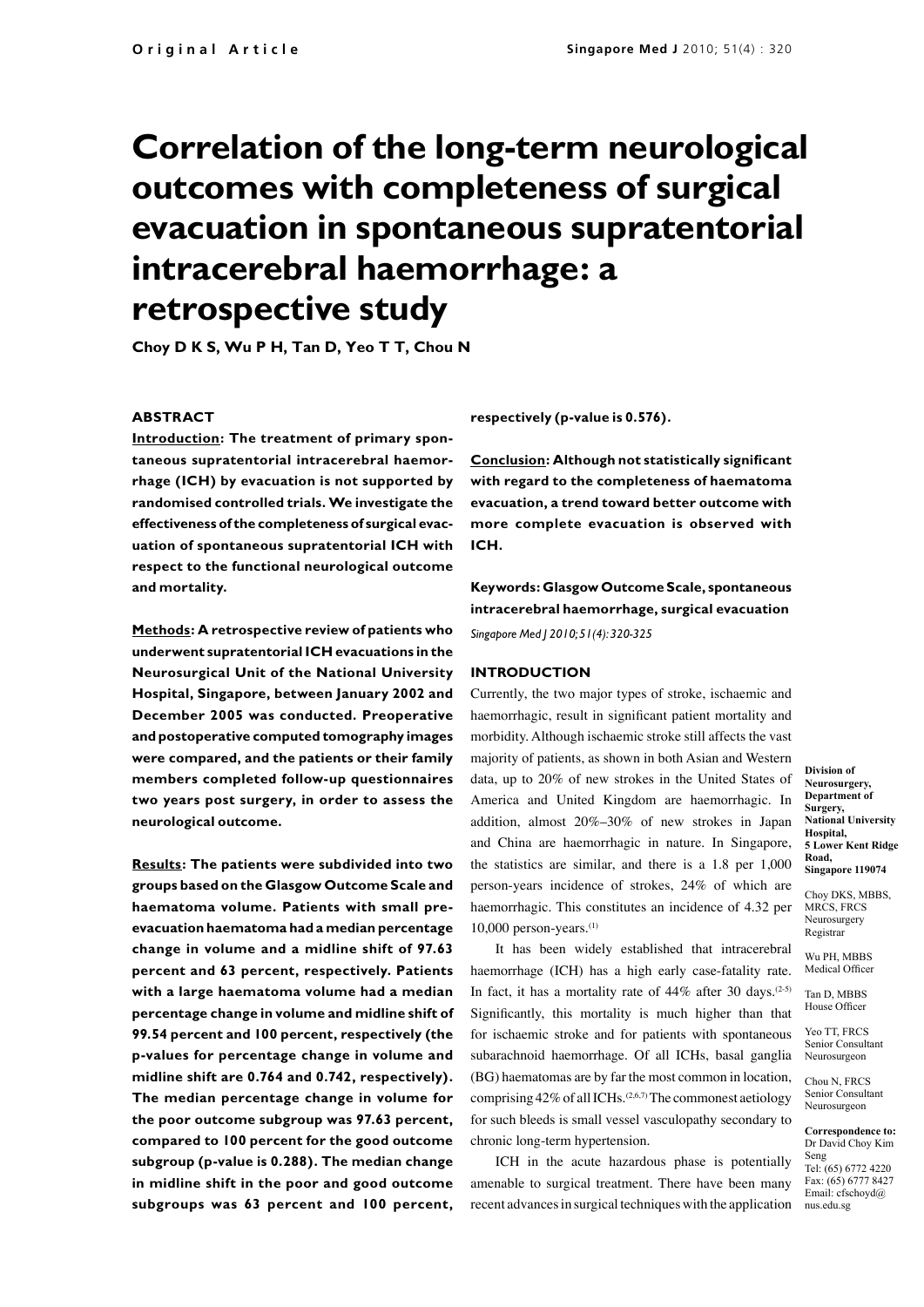Original Article

# Correlation of the long-term neurological outcomes with completeness of surgical evacuation in spontaneous supratentorial intracerebral haemorrhage: a retrospective study

**Choy D K S, Wu P H, Tan D, Yeo T T, Chou N**

## ABSTRACT

**Introduction: The treatment of primary spontaneous supratentorial intracerebral haemorrhage (ICH) by evacuation is not supported by randomised controlled trials. We investigate the effectiveness of the completeness of surgical evacuation of spontaneous supratentorial ICH with respect to the functional neurological outcome and mortality.**

**Methods: A retrospective review of patients who underwent supratentorial ICH evacuations in the Neurosurgical Unit of the National University Hospital, Singapore, between January 2002 and December 2005 was conducted. Preoperative and postoperative computed tomography images were compared, and the patients or their family members completed follow-up questionnaires two years post surgery, in order to assess the neurological outcome.**

**Results: The patients were subdivided into two groups based on the Glasgow Outcome Scale and haematoma volume. Patients with small pre-evacuation haematoma had a median percentage change in volume and a midline shift of 97.63 percent and 63 percent, respectively. Patients with a large haematoma volume had a median percentage change in volume and midline shift of 99.54 percent and 100 percent, respectively (the p-values for percentage change in volume and midline shift are 0.764 and 0.742, respectively). The median percentage change in volume for the poor outcome subgroup was 97.63 percent, compared to 100 percent for the good outcome subgroup (p-value is 0.288). The median change in midline shift in the poor and good outcome subgroups was 63 percent and 100 percent, respectively (p-value is 0.576).**

**Conclusion: Although not statistically significant with regard to the completeness of haematoma evacuation, a trend toward better outcome with more complete evacuation is observed with ICH.**

**Keywords: Glasgow Outcome Scale, spontaneous intracerebral haemorrhage, surgical evacuation**

*Singapore Med J 2010; 51(4): 320-325*

## INTRODUCTION

Currently, the two major types of stroke, ischaemic and haemorrhagic, result in significant patient mortality and morbidity. Although ischaemic stroke still affects the vast majority of patients, as shown in both Asian and Western data, up to 20% of new strokes in the United States of America and United Kingdom are haemorrhagic. In addition, almost 20%–30% of new strokes in Japan and China are haemorrhagic in nature. In Singapore, the statistics are similar, and there is a 1.8 per 1,000 person-years incidence of strokes, 24% of which are haemorrhagic. This constitutes an incidence of 4.32 per 10,000 person-years.[1]

It has been widely established that intracerebral haemorrhage (ICH) has a high early case-fatality rate. In fact, it has a mortality rate of 44% after 30 days.[2-5] Significantly, this mortality is much higher than that for ischaemic stroke and for patients with spontaneous subarachnoid haemorrhage. Of all ICHs, basal ganglia (BG) haematomas are by far the most common in location, comprising 42% of all ICHs.[2,6,7] The commonest aetiology for such bleeds is small vessel vasculopathy secondary to chronic long-term hypertension.

ICH in the acute hazardous phase is potentially amenable to surgical treatment. There have been many recent advances in surgical techniques with the application

**Division of Neurosurgery, Department of Surgery, National University Hospital, 5 Lower Kent Ridge Road, Singapore 119074**

Choy DKS, MBBS, MRCS, FRCS
Neurosurgery Registrar

Wu PH, MBBS
Medical Officer

Tan D, MBBS
House Officer

Yeo TT, FRCS
Senior Consultant Neurosurgeon

Chou N, FRCS
Senior Consultant Neurosurgeon

**Correspondence to:** Dr David Choy Kim Seng
Tel: (65) 6772 4220
Fax: (65) 6777 8427
Email: cfschoyd@nus.edu.sg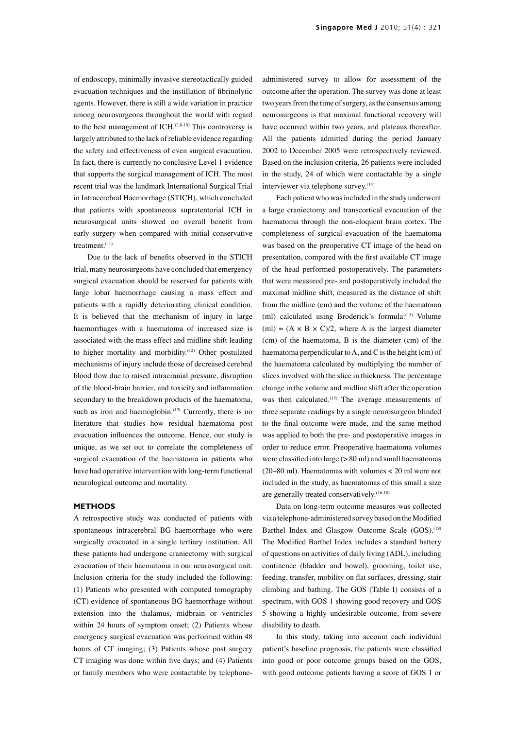of endoscopy, minimally invasive stereotactically guided evacuation techniques and the instillation of fibrinolytic agents. However, there is still a wide variation in practice among neurosurgeons throughout the world with regard to the best management of ICH.[2,8-10] This controversy is largely attributed to the lack of reliable evidence regarding the safety and effectiveness of even surgical evacuation. In fact, there is currently no conclusive Level 1 evidence that supports the surgical management of ICH. The most recent trial was the landmark International Surgical Trial in Intracerebral Haemorrhage (STICH), which concluded that patients with spontaneous supratentorial ICH in neurosurgical units showed no overall benefit from early surgery when compared with initial conservative treatment.[11]

Due to the lack of benefits observed in the STICH trial, many neurosurgeons have concluded that emergency surgical evacuation should be reserved for patients with large lobar haemorrhage causing a mass effect and patients with a rapidly deteriorating clinical condition. It is believed that the mechanism of injury in large haemorrhages with a haematoma of increased size is associated with the mass effect and midline shift leading to higher mortality and morbidity.[12] Other postulated mechanisms of injury include those of decreased cerebral blood flow due to raised intracranial pressure, disruption of the blood-brain barrier, and toxicity and inflammation secondary to the breakdown products of the haematoma, such as iron and haemoglobin.[13] Currently, there is no literature that studies how residual haematoma post evacuation influences the outcome. Hence, our study is unique, as we set out to correlate the completeness of surgical evacuation of the haematoma in patients who have had operative intervention with long-term functional neurological outcome and mortality.

## METHODS

A retrospective study was conducted of patients with spontaneous intracerebral BG haemorrhage who were surgically evacuated in a single tertiary institution. All these patients had undergone craniectomy with surgical evacuation of their haematoma in our neurosurgical unit. Inclusion criteria for the study included the following: (1) Patients who presented with computed tomography (CT) evidence of spontaneous BG haemorrhage without extension into the thalamus, midbrain or ventricles within 24 hours of symptom onset; (2) Patients whose emergency surgical evacuation was performed within 48 hours of CT imaging; (3) Patients whose post surgery CT imaging was done within five days; and (4) Patients or family members who were contactable by telephone-administered survey to allow for assessment of the outcome after the operation. The survey was done at least two years from the time of surgery, as the consensus among neurosurgeons is that maximal functional recovery will have occurred within two years, and plateaus thereafter. All the patients admitted during the period January 2002 to December 2005 were retrospectively reviewed. Based on the inclusion criteria, 26 patients were included in the study, 24 of which were contactable by a single interviewer via telephone survey.[14]

Each patient who was included in the study underwent a large craniectomy and transcortical evacuation of the haematoma through the non-eloquent brain cortex. The completeness of surgical evacuation of the haematoma was based on the preoperative CT image of the head on presentation, compared with the first available CT image of the head performed postoperatively. The parameters that were measured pre- and postoperatively included the maximal midline shift, measured as the distance of shift from the midline (cm) and the volume of the haematoma (ml) calculated using Broderick's formula:[15] Volume (ml) = $(A \times B \times C)/2$, where A is the largest diameter (cm) of the haematoma, B is the diameter (cm) of the haematoma perpendicular to A, and C is the height (cm) of the haematoma calculated by multiplying the number of slices involved with the slice in thickness. The percentage change in the volume and midline shift after the operation was then calculated.[15] The average measurements of three separate readings by a single neurosurgeon blinded to the final outcome were made, and the same method was applied to both the pre- and postoperative images in order to reduce error. Preoperative haematoma volumes were classified into large (> 80 ml) and small haematomas (20–80 ml). Haematomas with volumes < 20 ml were not included in the study, as haematomas of this small a size are generally treated conservatively.[16-18]

Data on long-term outcome measures was collected via a telephone-administered survey based on the Modified Barthel Index and Glasgow Outcome Scale (GOS).[19] The Modified Barthel Index includes a standard battery of questions on activities of daily living (ADL), including continence (bladder and bowel), grooming, toilet use, feeding, transfer, mobility on flat surfaces, dressing, stair climbing and bathing. The GOS (Table I) consists of a spectrum, with GOS 1 showing good recovery and GOS 5 showing a highly undesirable outcome, from severe disability to death.

In this study, taking into account each individual patient's baseline prognosis, the patients were classified into good or poor outcome groups based on the GOS, with good outcome patients having a score of GOS 1 or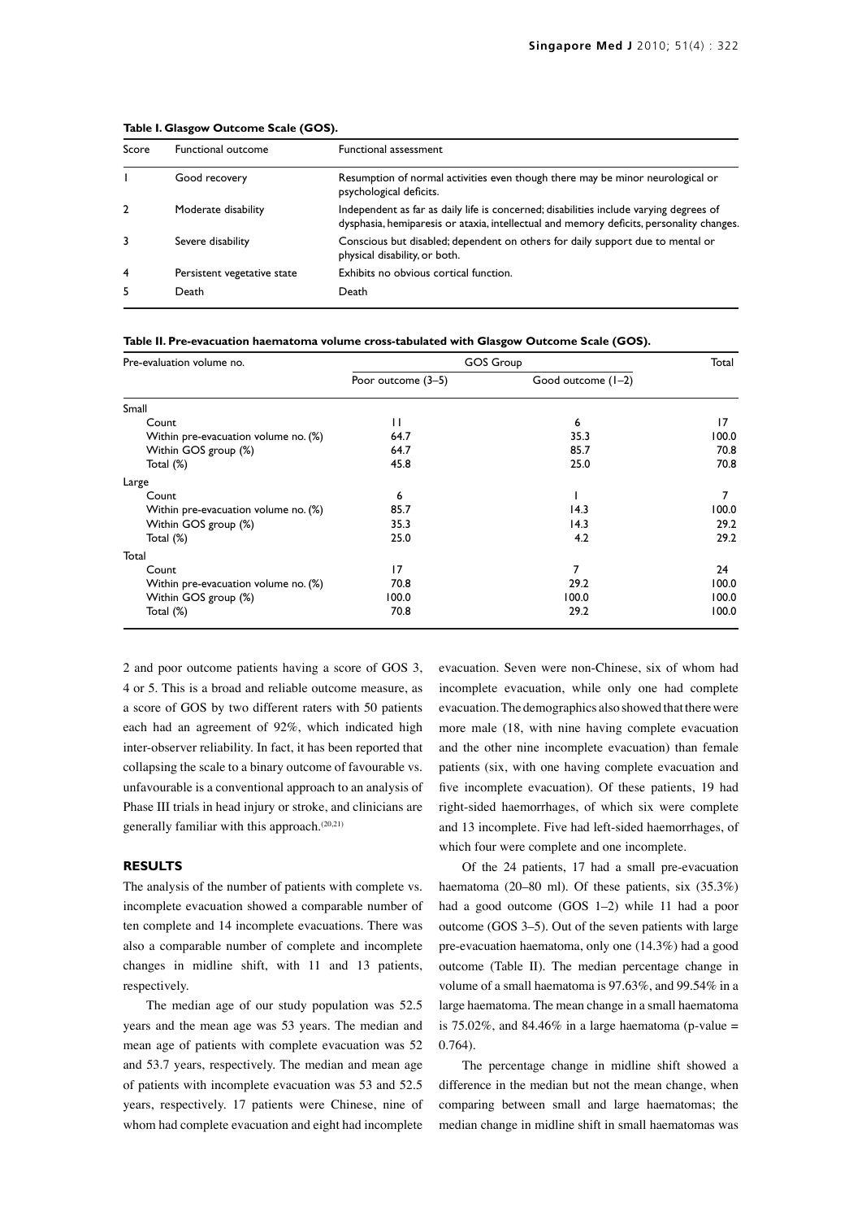**Table I. Glasgow Outcome Scale (GOS).**

| Score | Functional outcome | Functional assessment |
|---|---|---|
| 1 | Good recovery | Resumption of normal activities even though there may be minor neurological or psychological deficits. |
| 2 | Moderate disability | Independent as far as daily life is concerned; disabilities include varying degrees of dysphasia, hemiparesis or ataxia, intellectual and memory deficits, personality changes. |
| 3 | Severe disability | Conscious but disabled; dependent on others for daily support due to mental or physical disability, or both. |
| 4 | Persistent vegetative state | Exhibits no obvious cortical function. |
| 5 | Death | Death |

**Table II. Pre-evacuation haematoma volume cross-tabulated with Glasgow Outcome Scale (GOS).**

| Pre-evaluation volume no. | GOS Group | | Total |
|---|---|---|---|
| | Poor outcome (3–5) | Good outcome (1–2) | |
| **Small** | | | |
| Count | 11 | 6 | 17 |
| Within pre-evacuation volume no. (%) | 64.7 | 35.3 | 100.0 |
| Within GOS group (%) | 64.7 | 85.7 | 70.8 |
| Total (%) | 45.8 | 25.0 | 70.8 |
| **Large** | | | |
| Count | 6 | 1 | 7 |
| Within pre-evacuation volume no. (%) | 85.7 | 14.3 | 100.0 |
| Within GOS group (%) | 35.3 | 14.3 | 29.2 |
| Total (%) | 25.0 | 4.2 | 29.2 |
| **Total** | | | |
| Count | 17 | 7 | 24 |
| Within pre-evacuation volume no. (%) | 70.8 | 29.2 | 100.0 |
| Within GOS group (%) | 100.0 | 100.0 | 100.0 |
| Total (%) | 70.8 | 29.2 | 100.0 |

2 and poor outcome patients having a score of GOS 3, 4 or 5. This is a broad and reliable outcome measure, as a score of GOS by two different raters with 50 patients each had an agreement of 92%, which indicated high inter-observer reliability. In fact, it has been reported that collapsing the scale to a binary outcome of favourable vs. unfavourable is a conventional approach to an analysis of Phase III trials in head injury or stroke, and clinicians are generally familiar with this approach.[20,21]

## RESULTS

The analysis of the number of patients with complete vs. incomplete evacuation showed a comparable number of ten complete and 14 incomplete evacuations. There was also a comparable number of complete and incomplete changes in midline shift, with 11 and 13 patients, respectively.

The median age of our study population was 52.5 years and the mean age was 53 years. The median and mean age of patients with complete evacuation was 52 and 53.7 years, respectively. The median and mean age of patients with incomplete evacuation was 53 and 52.5 years, respectively. 17 patients were Chinese, nine of whom had complete evacuation and eight had incomplete evacuation. Seven were non-Chinese, six of whom had incomplete evacuation, while only one had complete evacuation. The demographics also showed that there were more male (18, with nine having complete evacuation and the other nine incomplete evacuation) than female patients (six, with one having complete evacuation and five incomplete evacuation). Of these patients, 19 had right-sided haemorrhages, of which six were complete and 13 incomplete. Five had left-sided haemorrhages, of which four were complete and one incomplete.

Of the 24 patients, 17 had a small pre-evacuation haematoma (20–80 ml). Of these patients, six (35.3%) had a good outcome (GOS 1–2) while 11 had a poor outcome (GOS 3–5). Out of the seven patients with large pre-evacuation haematoma, only one (14.3%) had a good outcome (Table II). The median percentage change in volume of a small haematoma is 97.63%, and 99.54% in a large haematoma. The mean change in a small haematoma is 75.02%, and 84.46% in a large haematoma (p-value = 0.764).

The percentage change in midline shift showed a difference in the median but not the mean change, when comparing between small and large haematomas; the median change in midline shift in small haematomas was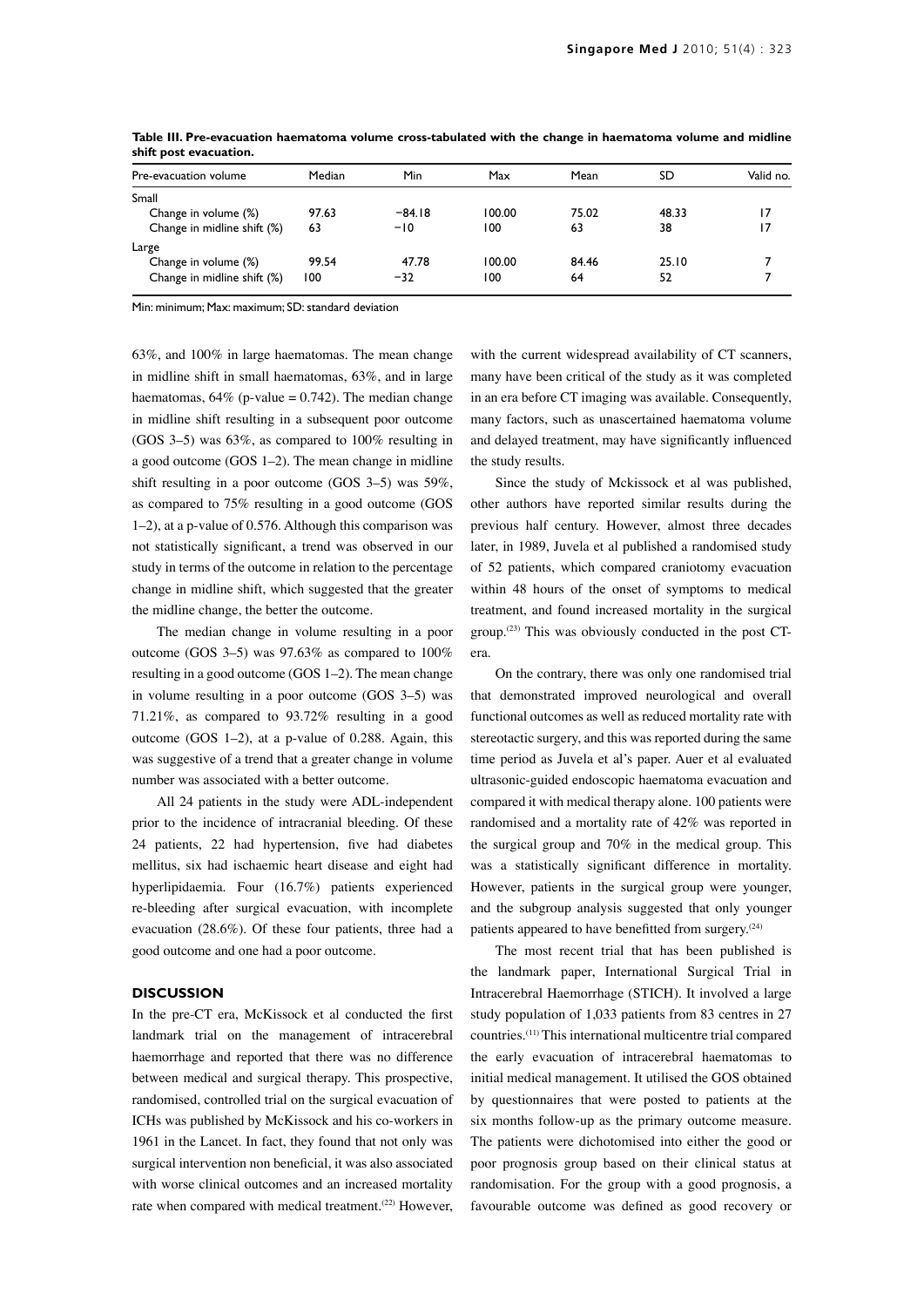**Table III. Pre-evacuation haematoma volume cross-tabulated with the change in haematoma volume and midline shift post evacuation.**

| Pre-evacuation volume | Median | Min | Max | Mean | SD | Valid no. |
|---|---|---|---|---|---|---|
| Small | | | | | | |
| Change in volume (%) | 97.63 | −84.18 | 100.00 | 75.02 | 48.33 | 17 |
| Change in midline shift (%) | 63 | −10 | 100 | 63 | 38 | 17 |
| Large | | | | | | |
| Change in volume (%) | 99.54 | 47.78 | 100.00 | 84.46 | 25.10 | 7 |
| Change in midline shift (%) | 100 | −32 | 100 | 64 | 52 | 7 |

Min: minimum; Max: maximum; SD: standard deviation

63%, and 100% in large haematomas. The mean change in midline shift in small haematomas, 63%, and in large haematomas, 64% (p-value = 0.742). The median change in midline shift resulting in a subsequent poor outcome (GOS 3–5) was 63%, as compared to 100% resulting in a good outcome (GOS 1–2). The mean change in midline shift resulting in a poor outcome (GOS 3–5) was 59%, as compared to 75% resulting in a good outcome (GOS 1–2), at a p-value of 0.576. Although this comparison was not statistically significant, a trend was observed in our study in terms of the outcome in relation to the percentage change in midline shift, which suggested that the greater the midline change, the better the outcome.

The median change in volume resulting in a poor outcome (GOS 3–5) was 97.63% as compared to 100% resulting in a good outcome (GOS 1–2). The mean change in volume resulting in a poor outcome (GOS 3–5) was 71.21%, as compared to 93.72% resulting in a good outcome (GOS 1–2), at a p-value of 0.288. Again, this was suggestive of a trend that a greater change in volume number was associated with a better outcome.

All 24 patients in the study were ADL-independent prior to the incidence of intracranial bleeding. Of these 24 patients, 22 had hypertension, five had diabetes mellitus, six had ischaemic heart disease and eight had hyperlipidaemia. Four (16.7%) patients experienced re-bleeding after surgical evacuation, with incomplete evacuation (28.6%). Of these four patients, three had a good outcome and one had a poor outcome.

## DISCUSSION

In the pre-CT era, McKissock et al conducted the first landmark trial on the management of intracerebral haemorrhage and reported that there was no difference between medical and surgical therapy. This prospective, randomised, controlled trial on the surgical evacuation of ICHs was published by McKissock and his co-workers in 1961 in the Lancet. In fact, they found that not only was surgical intervention non beneficial, it was also associated with worse clinical outcomes and an increased mortality rate when compared with medical treatment.[22] However, with the current widespread availability of CT scanners, many have been critical of the study as it was completed in an era before CT imaging was available. Consequently, many factors, such as unascertained haematoma volume and delayed treatment, may have significantly influenced the study results.

Since the study of Mckissock et al was published, other authors have reported similar results during the previous half century. However, almost three decades later, in 1989, Juvela et al published a randomised study of 52 patients, which compared craniotomy evacuation within 48 hours of the onset of symptoms to medical treatment, and found increased mortality in the surgical group.[23] This was obviously conducted in the post CT-era.

On the contrary, there was only one randomised trial that demonstrated improved neurological and overall functional outcomes as well as reduced mortality rate with stereotactic surgery, and this was reported during the same time period as Juvela et al's paper. Auer et al evaluated ultrasonic-guided endoscopic haematoma evacuation and compared it with medical therapy alone. 100 patients were randomised and a mortality rate of 42% was reported in the surgical group and 70% in the medical group. This was a statistically significant difference in mortality. However, patients in the surgical group were younger, and the subgroup analysis suggested that only younger patients appeared to have benefitted from surgery.[24]

The most recent trial that has been published is the landmark paper, International Surgical Trial in Intracerebral Haemorrhage (STICH). It involved a large study population of 1,033 patients from 83 centres in 27 countries.[11] This international multicentre trial compared the early evacuation of intracerebral haematomas to initial medical management. It utilised the GOS obtained by questionnaires that were posted to patients at the six months follow-up as the primary outcome measure. The patients were dichotomised into either the good or poor prognosis group based on their clinical status at randomisation. For the group with a good prognosis, a favourable outcome was defined as good recovery or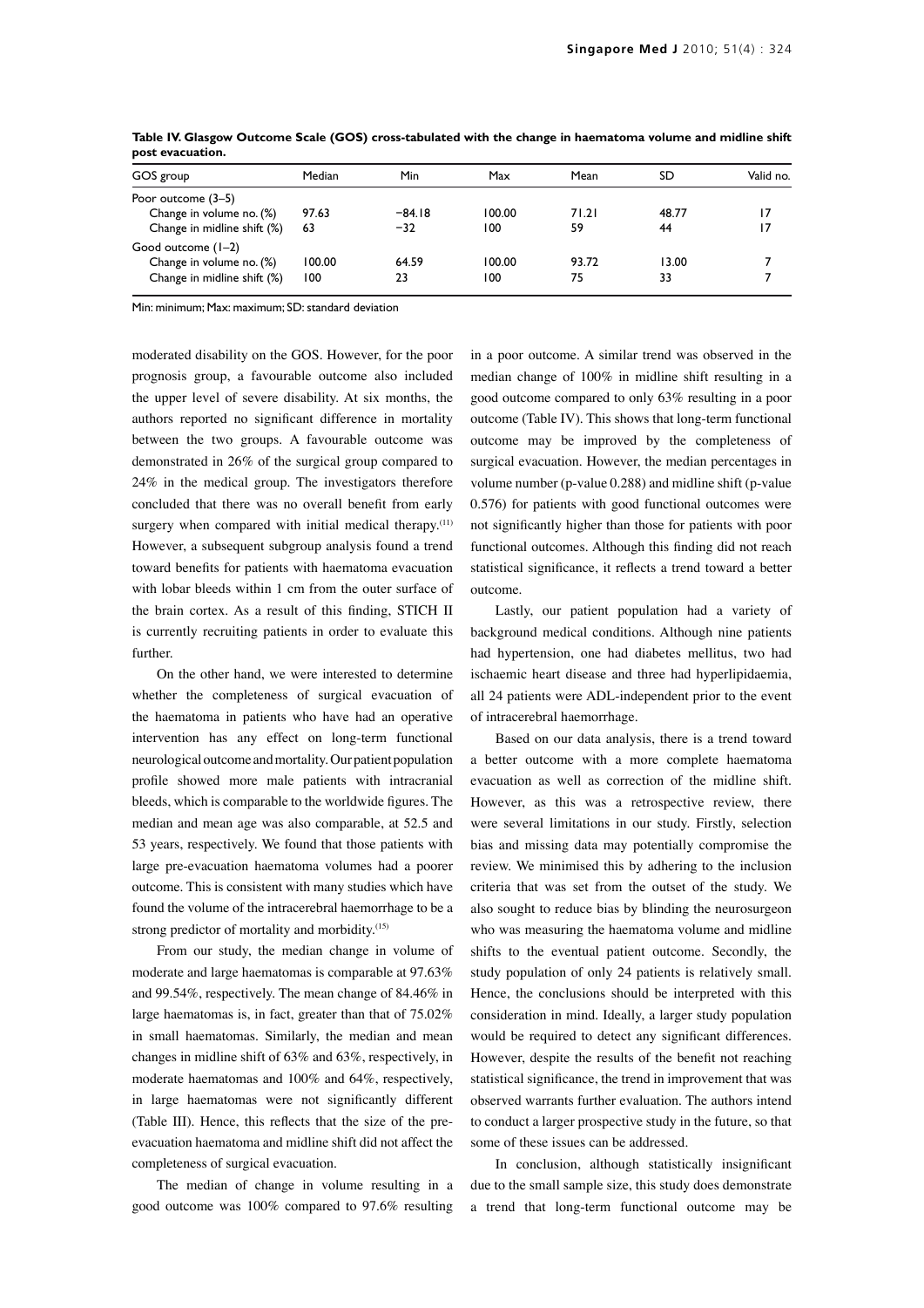**Table IV. Glasgow Outcome Scale (GOS) cross-tabulated with the change in haematoma volume and midline shift post evacuation.**

| GOS group | Median | Min | Max | Mean | SD | Valid no. |
|---|---|---|---|---|---|---|
| Poor outcome (3–5) | | | | | | |
| Change in volume no. (%) | 97.63 | −84.18 | 100.00 | 71.21 | 48.77 | 17 |
| Change in midline shift (%) | 63 | −32 | 100 | 59 | 44 | 17 |
| Good outcome (1–2) | | | | | | |
| Change in volume no. (%) | 100.00 | 64.59 | 100.00 | 93.72 | 13.00 | 7 |
| Change in midline shift (%) | 100 | 23 | 100 | 75 | 33 | 7 |

Min: minimum; Max: maximum; SD: standard deviation

moderated disability on the GOS. However, for the poor prognosis group, a favourable outcome also included the upper level of severe disability. At six months, the authors reported no significant difference in mortality between the two groups. A favourable outcome was demonstrated in 26% of the surgical group compared to 24% in the medical group. The investigators therefore concluded that there was no overall benefit from early surgery when compared with initial medical therapy.[11] However, a subsequent subgroup analysis found a trend toward benefits for patients with haematoma evacuation with lobar bleeds within 1 cm from the outer surface of the brain cortex. As a result of this finding, STICH II is currently recruiting patients in order to evaluate this further.

On the other hand, we were interested to determine whether the completeness of surgical evacuation of the haematoma in patients who have had an operative intervention has any effect on long-term functional neurological outcome and mortality. Our patient population profile showed more male patients with intracranial bleeds, which is comparable to the worldwide figures. The median and mean age was also comparable, at 52.5 and 53 years, respectively. We found that those patients with large pre-evacuation haematoma volumes had a poorer outcome. This is consistent with many studies which have found the volume of the intracerebral haemorrhage to be a strong predictor of mortality and morbidity.[15]

From our study, the median change in volume of moderate and large haematomas is comparable at 97.63% and 99.54%, respectively. The mean change of 84.46% in large haematomas is, in fact, greater than that of 75.02% in small haematomas. Similarly, the median and mean changes in midline shift of 63% and 63%, respectively, in moderate haematomas and 100% and 64%, respectively, in large haematomas were not significantly different (Table III). Hence, this reflects that the size of the pre-evacuation haematoma and midline shift did not affect the completeness of surgical evacuation.

The median of change in volume resulting in a good outcome was 100% compared to 97.6% resulting in a poor outcome. A similar trend was observed in the median change of 100% in midline shift resulting in a good outcome compared to only 63% resulting in a poor outcome (Table IV). This shows that long-term functional outcome may be improved by the completeness of surgical evacuation. However, the median percentages in volume number (p-value 0.288) and midline shift (p-value 0.576) for patients with good functional outcomes were not significantly higher than those for patients with poor functional outcomes. Although this finding did not reach statistical significance, it reflects a trend toward a better outcome.

Lastly, our patient population had a variety of background medical conditions. Although nine patients had hypertension, one had diabetes mellitus, two had ischaemic heart disease and three had hyperlipidaemia, all 24 patients were ADL-independent prior to the event of intracerebral haemorrhage.

Based on our data analysis, there is a trend toward a better outcome with a more complete haematoma evacuation as well as correction of the midline shift. However, as this was a retrospective review, there were several limitations in our study. Firstly, selection bias and missing data may potentially compromise the review. We minimised this by adhering to the inclusion criteria that was set from the outset of the study. We also sought to reduce bias by blinding the neurosurgeon who was measuring the haematoma volume and midline shifts to the eventual patient outcome. Secondly, the study population of only 24 patients is relatively small. Hence, the conclusions should be interpreted with this consideration in mind. Ideally, a larger study population would be required to detect any significant differences. However, despite the results of the benefit not reaching statistical significance, the trend in improvement that was observed warrants further evaluation. The authors intend to conduct a larger prospective study in the future, so that some of these issues can be addressed.

In conclusion, although statistically insignificant due to the small sample size, this study does demonstrate a trend that long-term functional outcome may be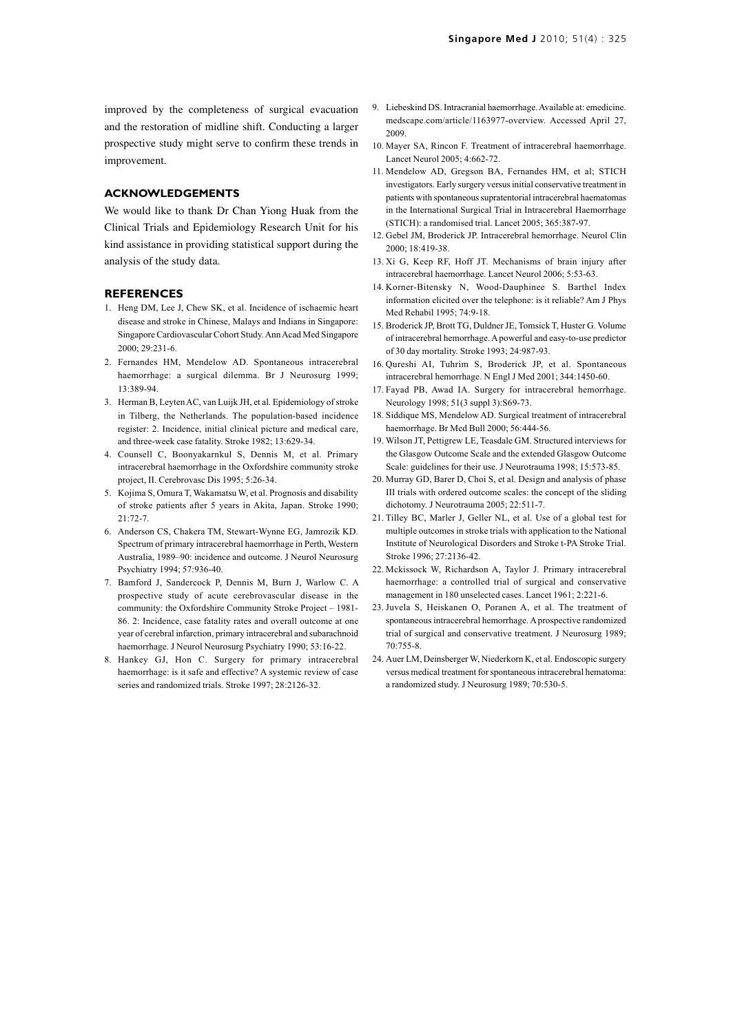improved by the completeness of surgical evacuation and the restoration of midline shift. Conducting a larger prospective study might serve to confirm these trends in improvement.

## ACKNOWLEDGEMENTS

We would like to thank Dr Chan Yiong Huak from the Clinical Trials and Epidemiology Research Unit for his kind assistance in providing statistical support during the analysis of the study data.

## REFERENCES

1. Heng DM, Lee J, Chew SK, et al. Incidence of ischaemic heart disease and stroke in Chinese, Malays and Indians in Singapore: Singapore Cardiovascular Cohort Study. Ann Acad Med Singapore 2000; 29:231-6.
2. Fernandes HM, Mendelow AD. Spontaneous intracerebral haemorrhage: a surgical dilemma. Br J Neurosurg 1999; 13:389-94.
3. Herman B, Leyten AC, van Luijk JH, et al. Epidemiology of stroke in Tilberg, the Netherlands. The population-based incidence register: 2. Incidence, initial clinical picture and medical care, and three-week case fatality. Stroke 1982; 13:629-34.
4. Counsell C, Boonyakarnkul S, Dennis M, et al. Primary intracerebral haemorrhage in the Oxfordshire community stroke project, II. Cerebrovasc Dis 1995; 5:26-34.
5. Kojima S, Omura T, Wakamatsu W, et al. Prognosis and disability of stroke patients after 5 years in Akita, Japan. Stroke 1990; 21:72-7.
6. Anderson CS, Chakera TM, Stewart-Wynne EG, Jamrozik KD. Spectrum of primary intracerebral haemorrhage in Perth, Western Australia, 1989–90: incidence and outcome. J Neurol Neurosurg Psychiatry 1994; 57:936-40.
7. Bamford J, Sandercock P, Dennis M, Burn J, Warlow C. A prospective study of acute cerebrovascular disease in the community: the Oxfordshire Community Stroke Project – 1981-86. 2: Incidence, case fatality rates and overall outcome at one year of cerebral infarction, primary intracerebral and subarachnoid haemorrhage. J Neurol Neurosurg Psychiatry 1990; 53:16-22.
8. Hankey GJ, Hon C. Surgery for primary intracerebral haemorrhage: is it safe and effective? A systemic review of case series and randomized trials. Stroke 1997; 28:2126-32.
9. Liebeskind DS. Intracranial haemorrhage. Available at: emedicine.medscape.com/article/1163977-overview. Accessed April 27, 2009.
10. Mayer SA, Rincon F. Treatment of intracerebral haemorrhage. Lancet Neurol 2005; 4:662-72.
11. Mendelow AD, Gregson BA, Fernandes HM, et al; STICH investigators. Early surgery versus initial conservative treatment in patients with spontaneous supratentorial intracerebral haematomas in the International Surgical Trial in Intracerebral Haemorrhage (STICH): a randomised trial. Lancet 2005; 365:387-97.
12. Gebel JM, Broderick JP. Intracerebral hemorrhage. Neurol Clin 2000; 18:419-38.
13. Xi G, Keep RF, Hoff JT. Mechanisms of brain injury after intracerebral haemorrhage. Lancet Neurol 2006; 5:53-63.
14. Korner-Bitensky N, Wood-Dauphinee S. Barthel Index information elicited over the telephone: is it reliable? Am J Phys Med Rehabil 1995; 74:9-18.
15. Broderick JP, Brott TG, Duldner JE, Tomsick T, Huster G. Volume of intracerebral hemorrhage. A powerful and easy-to-use predictor of 30 day mortality. Stroke 1993; 24:987-93.
16. Qureshi AI, Tuhrim S, Broderick JP, et al. Spontaneous intracerebral hemorrhage. N Engl J Med 2001; 344:1450-60.
17. Fayad PB, Awad IA. Surgery for intracerebral hemorrhage. Neurology 1998; 51(3 suppl 3):S69-73.
18. Siddique MS, Mendelow AD. Surgical treatment of intracerebral haemorrhage. Br Med Bull 2000; 56:444-56.
19. Wilson JT, Pettigrew LE, Teasdale GM. Structured interviews for the Glasgow Outcome Scale and the extended Glasgow Outcome Scale: guidelines for their use. J Neurotrauma 1998; 15:573-85.
20. Murray GD, Barer D, Choi S, et al. Design and analysis of phase III trials with ordered outcome scales: the concept of the sliding dichotomy. J Neurotrauma 2005; 22:511-7.
21. Tilley BC, Marler J, Geller NL, et al. Use of a global test for multiple outcomes in stroke trials with application to the National Institute of Neurological Disorders and Stroke t-PA Stroke Trial. Stroke 1996; 27:2136-42.
22. Mckissock W, Richardson A, Taylor J. Primary intracerebral haemorrhage: a controlled trial of surgical and conservative management in 180 unselected cases. Lancet 1961; 2:221-6.
23. Juvela S, Heiskanen O, Poranen A, et al. The treatment of spontaneous intracerebral hemorrhage. A prospective randomized trial of surgical and conservative treatment. J Neurosurg 1989; 70:755-8.
24. Auer LM, Deinsberger W, Niederkorn K, et al. Endoscopic surgery versus medical treatment for spontaneous intracerebral hematoma: a randomized study. J Neurosurg 1989; 70:530-5.